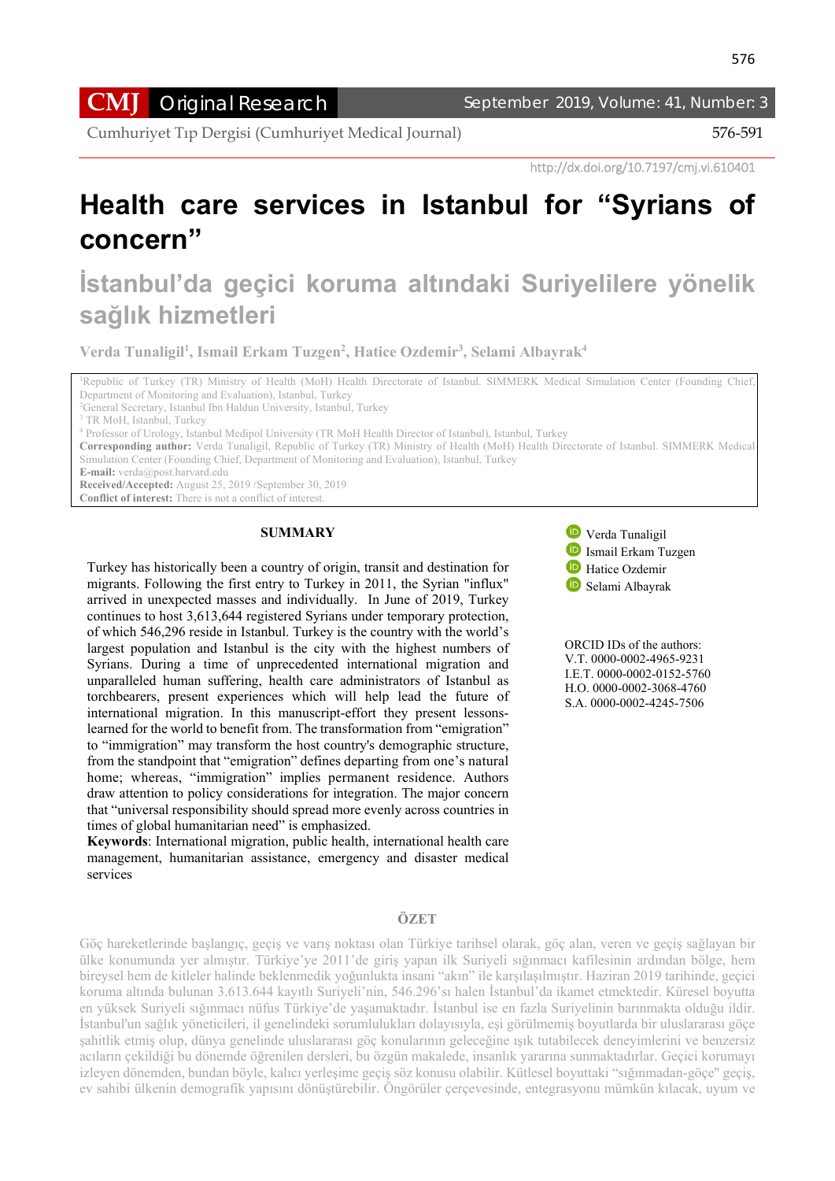**CMJ** Original Research

http://dx.doi.org/10.7197/cmj.vi.610401

# Health care services in Istanbul for "Syrians of concern"

# İstanbul'da geçici koruma altındaki Suriyelilere yönelik sağlık hizmetleri

**Verda Tunaligil[1], Ismail Erkam Tuzgen[2], Hatice Ozdemir[3], Selami Albayrak[4]**

[1]Republic of Turkey (TR) Ministry of Health (MoH) Health Directorate of Istanbul. SIMMERK Medical Simulation Center (Founding Chief, Department of Monitoring and Evaluation), Istanbul, Turkey
[2]General Secretary, Istanbul Ibn Haldun University, Istanbul, Turkey
[3] TR MoH, Istanbul, Turkey
[4] Professor of Urology, Istanbul Medipol University (TR MoH Health Director of Istanbul), Istanbul, Turkey
**Corresponding author:** Verda Tunaligil, Republic of Turkey (TR) Ministry of Health (MoH) Health Directorate of Istanbul. SIMMERK Medical Simulation Center (Founding Chief, Department of Monitoring and Evaluation), Istanbul, Turkey
**E-mail:** verda@post.harvard.edu
**Received/Accepted:** August 25, 2019 /September 30, 2019
**Conflict of interest:** There is not a conflict of interest.

## SUMMARY

Turkey has historically been a country of origin, transit and destination for migrants. Following the first entry to Turkey in 2011, the Syrian "influx" arrived in unexpected masses and individually. In June of 2019, Turkey continues to host 3,613,644 registered Syrians under temporary protection, of which 546,296 reside in Istanbul. Turkey is the country with the world's largest population and Istanbul is the city with the highest numbers of Syrians. During a time of unprecedented international migration and unparalleled human suffering, health care administrators of Istanbul as torchbearers, present experiences which will help lead the future of international migration. In this manuscript-effort they present lessons-learned for the world to benefit from. The transformation from "emigration" to "immigration" may transform the host country's demographic structure, from the standpoint that "emigration" defines departing from one's natural home; whereas, "immigration" implies permanent residence. Authors draw attention to policy considerations for integration. The major concern that "universal responsibility should spread more evenly across countries in times of global humanitarian need" is emphasized.

**Keywords**: International migration, public health, international health care management, humanitarian assistance, emergency and disaster medical services

Verda Tunaligil
Ismail Erkam Tuzgen
Hatice Ozdemir
Selami Albayrak

ORCID IDs of the authors:
V.T. 0000-0002-4965-9231
I.E.T. 0000-0002-0152-5760
H.O. 0000-0002-3068-4760
S.A. 0000-0002-4245-7506

## ÖZET

Göç hareketlerinde başlangıç, geçiş ve varış noktası olan Türkiye tarihsel olarak, göç alan, veren ve geçiş sağlayan bir ülke konumunda yer almıştır. Türkiye'ye 2011'de giriş yapan ilk Suriyeli sığınmacı kafilesinin ardından bölge, hem bireysel hem de kitleler halinde beklenmedik yoğunlukta insani "akın" ile karşılaşılmıştır. Haziran 2019 tarihinde, geçici koruma altında bulunan 3.613.644 kayıtlı Suriyeli'nin, 546.296'sı halen İstanbul'da ikamet etmektedir. Küresel boyutta en yüksek Suriyeli sığınmacı nüfus Türkiye'de yaşamaktadır. İstanbul ise en fazla Suriyelinin barınmakta olduğu ildir. İstanbul'un sağlık yöneticileri, il genelindeki sorumlulukları dolayısıyla, eşi görülmemiş boyutlarda bir uluslararası göçe şahitlik etmiş olup, dünya genelinde uluslararası göç konularının geleceğine ışık tutabilecek deneyimlerini ve benzersiz acıların çekildiği bu dönemde öğrenilen dersleri, bu özgün makalede, insanlık yararına sunmaktadırlar. Geçici korumayı izleyen dönemden, bundan böyle, kalıcı yerleşime geçiş söz konusu olabilir. Kütlesel boyuttaki "sığınmadan-göçe" geçiş, ev sahibi ülkenin demografik yapısını dönüştürebilir. Öngörüler çerçevesinde, entegrasyonu mümkün kılacak, uyum ve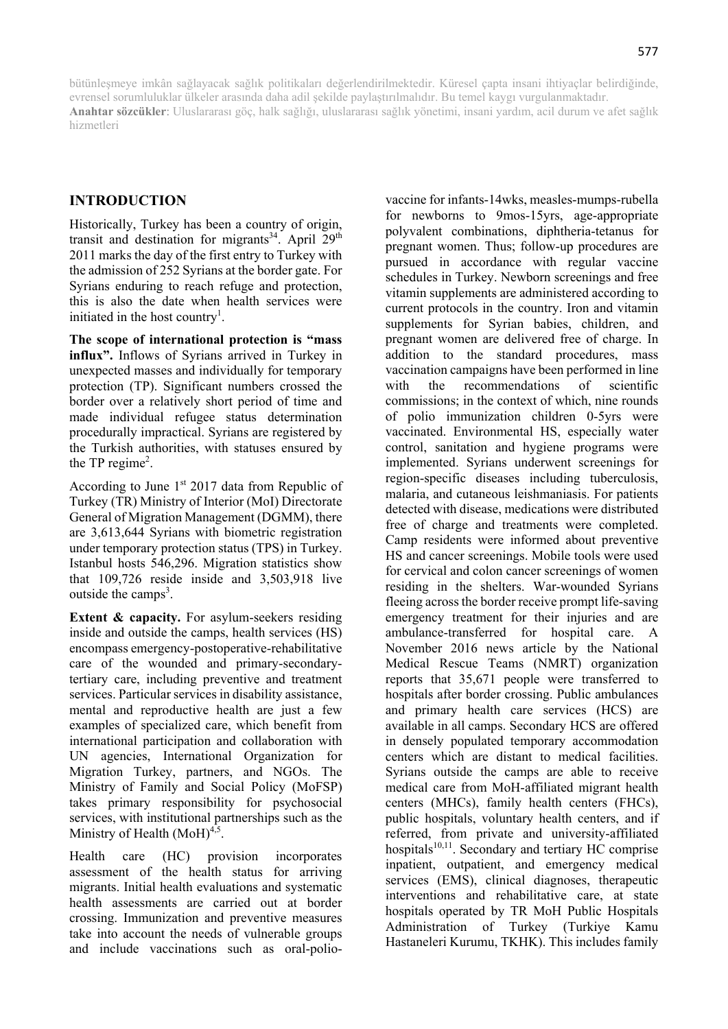bütünleşmeye imkân sağlayacak sağlık politikaları değerlendirilmektedir. Küresel çapta insani ihtiyaçlar belirdiğinde, evrensel sorumluluklar ülkeler arasında daha adil şekilde paylaştırılmalıdır. Bu temel kaygı vurgulanmaktadır.

**Anahtar sözcükler**: Uluslararası göç, halk sağlığı, uluslararası sağlık yönetimi, insani yardım, acil durum ve afet sağlık hizmetleri

## INTRODUCTION

Historically, Turkey has been a country of origin, transit and destination for migrants[34]. April 29th 2011 marks the day of the first entry to Turkey with the admission of 252 Syrians at the border gate. For Syrians enduring to reach refuge and protection, this is also the date when health services were initiated in the host country[1].

**The scope of international protection is "mass influx".** Inflows of Syrians arrived in Turkey in unexpected masses and individually for temporary protection (TP). Significant numbers crossed the border over a relatively short period of time and made individual refugee status determination procedurally impractical. Syrians are registered by the Turkish authorities, with statuses ensured by the TP regime[2].

According to June 1st 2017 data from Republic of Turkey (TR) Ministry of Interior (MoI) Directorate General of Migration Management (DGMM), there are 3,613,644 Syrians with biometric registration under temporary protection status (TPS) in Turkey. Istanbul hosts 546,296. Migration statistics show that 109,726 reside inside and 3,503,918 live outside the camps[3].

**Extent & capacity.** For asylum-seekers residing inside and outside the camps, health services (HS) encompass emergency-postoperative-rehabilitative care of the wounded and primary-secondary-tertiary care, including preventive and treatment services. Particular services in disability assistance, mental and reproductive health are just a few examples of specialized care, which benefit from international participation and collaboration with UN agencies, International Organization for Migration Turkey, partners, and NGOs. The Ministry of Family and Social Policy (MoFSP) takes primary responsibility for psychosocial services, with institutional partnerships such as the Ministry of Health (MoH)[4,5].

Health care (HC) provision incorporates assessment of the health status for arriving migrants. Initial health evaluations and systematic health assessments are carried out at border crossing. Immunization and preventive measures take into account the needs of vulnerable groups and include vaccinations such as oral-polio-vaccine for infants-14wks, measles-mumps-rubella for newborns to 9mos-15yrs, age-appropriate polyvalent combinations, diphtheria-tetanus for pregnant women. Thus; follow-up procedures are pursued in accordance with regular vaccine schedules in Turkey. Newborn screenings and free vitamin supplements are administered according to current protocols in the country. Iron and vitamin supplements for Syrian babies, children, and pregnant women are delivered free of charge. In addition to the standard procedures, mass vaccination campaigns have been performed in line with the recommendations of scientific commissions; in the context of which, nine rounds of polio immunization children 0-5yrs were vaccinated. Environmental HS, especially water control, sanitation and hygiene programs were implemented. Syrians underwent screenings for region-specific diseases including tuberculosis, malaria, and cutaneous leishmaniasis. For patients detected with disease, medications were distributed free of charge and treatments were completed. Camp residents were informed about preventive HS and cancer screenings. Mobile tools were used for cervical and colon cancer screenings of women residing in the shelters. War-wounded Syrians fleeing across the border receive prompt life-saving emergency treatment for their injuries and are ambulance-transferred for hospital care. A November 2016 news article by the National Medical Rescue Teams (NMRT) organization reports that 35,671 people were transferred to hospitals after border crossing. Public ambulances and primary health care services (HCS) are available in all camps. Secondary HCS are offered in densely populated temporary accommodation centers which are distant to medical facilities. Syrians outside the camps are able to receive medical care from MoH-affiliated migrant health centers (MHCs), family health centers (FHCs), public hospitals, voluntary health centers, and if referred, from private and university-affiliated hospitals[10,11]. Secondary and tertiary HC comprise inpatient, outpatient, and emergency medical services (EMS), clinical diagnoses, therapeutic interventions and rehabilitative care, at state hospitals operated by TR MoH Public Hospitals Administration of Turkey (Turkiye Kamu Hastaneleri Kurumu, TKHK). This includes family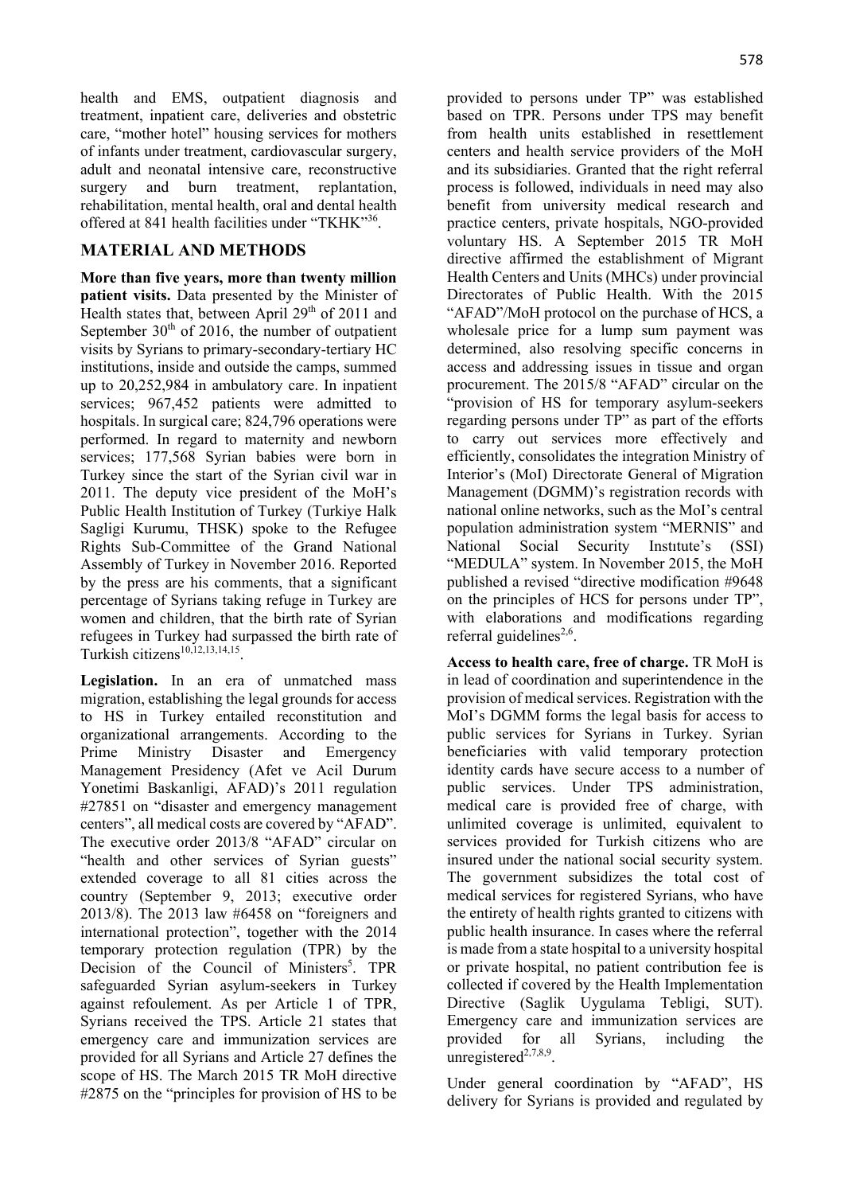health and EMS, outpatient diagnosis and treatment, inpatient care, deliveries and obstetric care, "mother hotel" housing services for mothers of infants under treatment, cardiovascular surgery, adult and neonatal intensive care, reconstructive surgery and burn treatment, replantation, rehabilitation, mental health, oral and dental health offered at 841 health facilities under "TKHK"[36].

## MATERIAL AND METHODS

**More than five years, more than twenty million patient visits.** Data presented by the Minister of Health states that, between April 29th of 2011 and September 30th of 2016, the number of outpatient visits by Syrians to primary-secondary-tertiary HC institutions, inside and outside the camps, summed up to 20,252,984 in ambulatory care. In inpatient services; 967,452 patients were admitted to hospitals. In surgical care; 824,796 operations were performed. In regard to maternity and newborn services; 177,568 Syrian babies were born in Turkey since the start of the Syrian civil war in 2011. The deputy vice president of the MoH's Public Health Institution of Turkey (Turkiye Halk Sagligi Kurumu, THSK) spoke to the Refugee Rights Sub-Committee of the Grand National Assembly of Turkey in November 2016. Reported by the press are his comments, that a significant percentage of Syrians taking refuge in Turkey are women and children, that the birth rate of Syrian refugees in Turkey had surpassed the birth rate of Turkish citizens[10,12,13,14,15].

**Legislation.** In an era of unmatched mass migration, establishing the legal grounds for access to HS in Turkey entailed reconstitution and organizational arrangements. According to the Prime Ministry Disaster and Emergency Management Presidency (Afet ve Acil Durum Yonetimi Baskanligi, AFAD)'s 2011 regulation #27851 on "disaster and emergency management centers", all medical costs are covered by "AFAD". The executive order 2013/8 "AFAD" circular on "health and other services of Syrian guests" extended coverage to all 81 cities across the country (September 9, 2013; executive order 2013/8). The 2013 law #6458 on "foreigners and international protection", together with the 2014 temporary protection regulation (TPR) by the Decision of the Council of Ministers[5]. TPR safeguarded Syrian asylum-seekers in Turkey against refoulement. As per Article 1 of TPR, Syrians received the TPS. Article 21 states that emergency care and immunization services are provided for all Syrians and Article 27 defines the scope of HS. The March 2015 TR MoH directive #2875 on the "principles for provision of HS to be provided to persons under TP" was established based on TPR. Persons under TPS may benefit from health units established in resettlement centers and health service providers of the MoH and its subsidiaries. Granted that the right referral process is followed, individuals in need may also benefit from university medical research and practice centers, private hospitals, NGO-provided voluntary HS. A September 2015 TR MoH directive affirmed the establishment of Migrant Health Centers and Units (MHCs) under provincial Directorates of Public Health. With the 2015 "AFAD"/MoH protocol on the purchase of HCS, a wholesale price for a lump sum payment was determined, also resolving specific concerns in access and addressing issues in tissue and organ procurement. The 2015/8 "AFAD" circular on the "provision of HS for temporary asylum-seekers regarding persons under TP" as part of the efforts to carry out services more effectively and efficiently, consolidates the integration Ministry of Interior's (MoI) Directorate General of Migration Management (DGMM)'s registration records with national online networks, such as the MoI's central population administration system "MERNIS" and National Social Security Instıtute's (SSI) "MEDULA" system. In November 2015, the MoH published a revised "directive modification #9648 on the principles of HCS for persons under TP", with elaborations and modifications regarding referral guidelines[2,6].

**Access to health care, free of charge.** TR MoH is in lead of coordination and superintendence in the provision of medical services. Registration with the MoI's DGMM forms the legal basis for access to public services for Syrians in Turkey. Syrian beneficiaries with valid temporary protection identity cards have secure access to a number of public services. Under TPS administration, medical care is provided free of charge, with unlimited coverage is unlimited, equivalent to services provided for Turkish citizens who are insured under the national social security system. The government subsidizes the total cost of medical services for registered Syrians, who have the entirety of health rights granted to citizens with public health insurance. In cases where the referral is made from a state hospital to a university hospital or private hospital, no patient contribution fee is collected if covered by the Health Implementation Directive (Saglik Uygulama Tebligi, SUT). Emergency care and immunization services are provided for all Syrians, including the unregistered[2,7,8,9].

Under general coordination by "AFAD", HS delivery for Syrians is provided and regulated by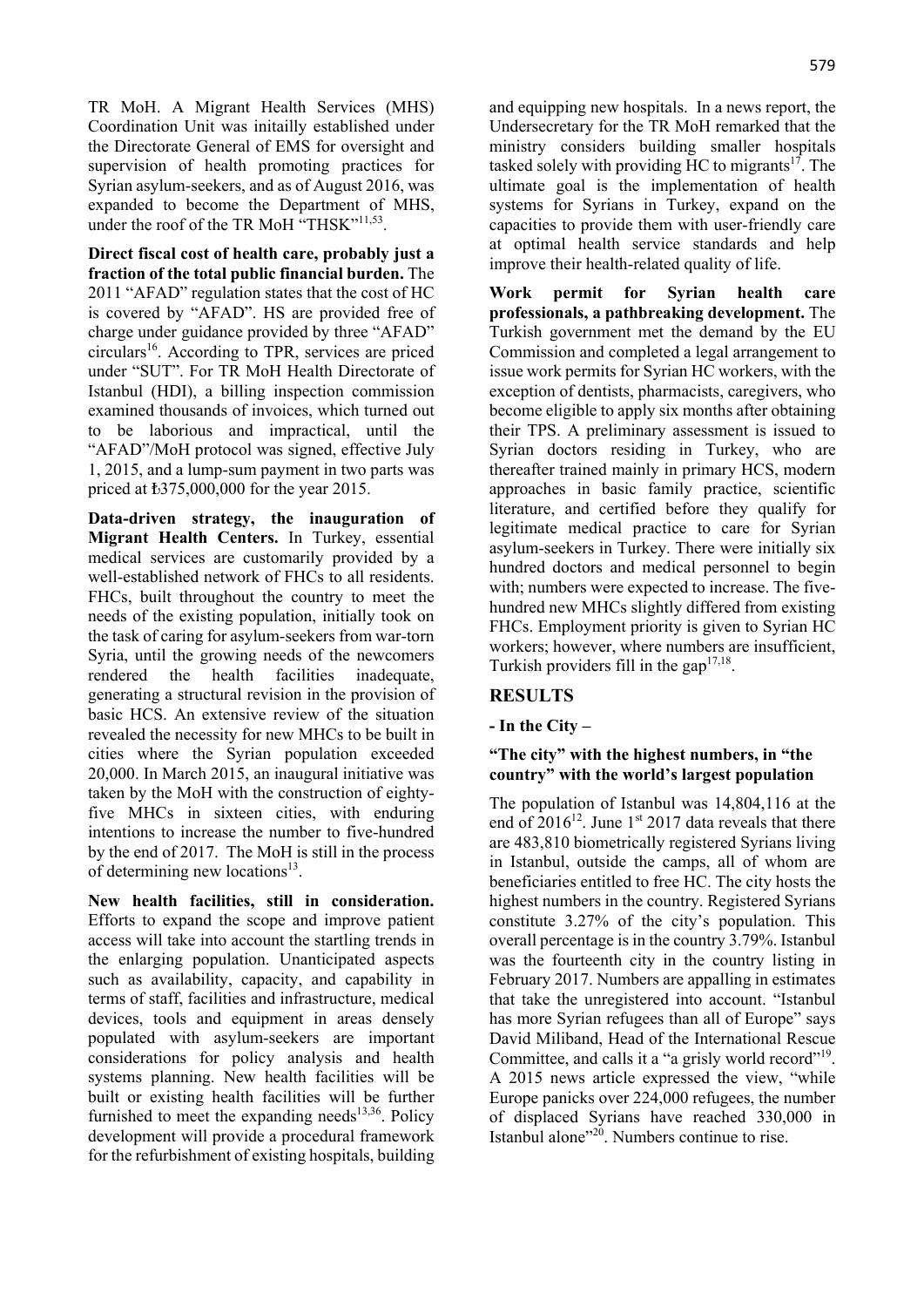TR MoH. A Migrant Health Services (MHS) Coordination Unit was initailly established under the Directorate General of EMS for oversight and supervision of health promoting practices for Syrian asylum-seekers, and as of August 2016, was expanded to become the Department of MHS, under the roof of the TR MoH "THSK"[11,53].

**Direct fiscal cost of health care, probably just a fraction of the total public financial burden.** The 2011 "AFAD" regulation states that the cost of HC is covered by "AFAD". HS are provided free of charge under guidance provided by three "AFAD" circulars[16]. According to TPR, services are priced under "SUT". For TR MoH Health Directorate of Istanbul (HDI), a billing inspection commission examined thousands of invoices, which turned out to be laborious and impractical, until the "AFAD"/MoH protocol was signed, effective July 1, 2015, and a lump-sum payment in two parts was priced at ₺375,000,000 for the year 2015.

**Data-driven strategy, the inauguration of Migrant Health Centers.** In Turkey, essential medical services are customarily provided by a well-established network of FHCs to all residents. FHCs, built throughout the country to meet the needs of the existing population, initially took on the task of caring for asylum-seekers from war-torn Syria, until the growing needs of the newcomers rendered the health facilities inadequate, generating a structural revision in the provision of basic HCS. An extensive review of the situation revealed the necessity for new MHCs to be built in cities where the Syrian population exceeded 20,000. In March 2015, an inaugural initiative was taken by the MoH with the construction of eighty-five MHCs in sixteen cities, with enduring intentions to increase the number to five-hundred by the end of 2017. The MoH is still in the process of determining new locations[13].

**New health facilities, still in consideration.** Efforts to expand the scope and improve patient access will take into account the startling trends in the enlarging population. Unanticipated aspects such as availability, capacity, and capability in terms of staff, facilities and infrastructure, medical devices, tools and equipment in areas densely populated with asylum-seekers are important considerations for policy analysis and health systems planning. New health facilities will be built or existing health facilities will be further furnished to meet the expanding needs[13,36]. Policy development will provide a procedural framework for the refurbishment of existing hospitals, building and equipping new hospitals. In a news report, the Undersecretary for the TR MoH remarked that the ministry considers building smaller hospitals tasked solely with providing HC to migrants[17]. The ultimate goal is the implementation of health systems for Syrians in Turkey, expand on the capacities to provide them with user-friendly care at optimal health service standards and help improve their health-related quality of life.

**Work permit for Syrian health care professionals, a pathbreaking development.** The Turkish government met the demand by the EU Commission and completed a legal arrangement to issue work permits for Syrian HC workers, with the exception of dentists, pharmacists, caregivers, who become eligible to apply six months after obtaining their TPS. A preliminary assessment is issued to Syrian doctors residing in Turkey, who are thereafter trained mainly in primary HCS, modern approaches in basic family practice, scientific literature, and certified before they qualify for legitimate medical practice to care for Syrian asylum-seekers in Turkey. There were initially six hundred doctors and medical personnel to begin with; numbers were expected to increase. The five-hundred new MHCs slightly differed from existing FHCs. Employment priority is given to Syrian HC workers; however, where numbers are insufficient, Turkish providers fill in the gap[17,18].

## RESULTS

### - In the City –

**"The city" with the highest numbers, in "the country" with the world's largest population**

The population of Istanbul was 14,804,116 at the end of 2016[12]. June 1st 2017 data reveals that there are 483,810 biometrically registered Syrians living in Istanbul, outside the camps, all of whom are beneficiaries entitled to free HC. The city hosts the highest numbers in the country. Registered Syrians constitute 3.27% of the city's population. This overall percentage is in the country 3.79%. Istanbul was the fourteenth city in the country listing in February 2017. Numbers are appalling in estimates that take the unregistered into account. "Istanbul has more Syrian refugees than all of Europe" says David Miliband, Head of the International Rescue Committee, and calls it a "grisly world record"[19]. A 2015 news article expressed the view, "while Europe panicks over 224,000 refugees, the number of displaced Syrians have reached 330,000 in Istanbul alone"[20]. Numbers continue to rise.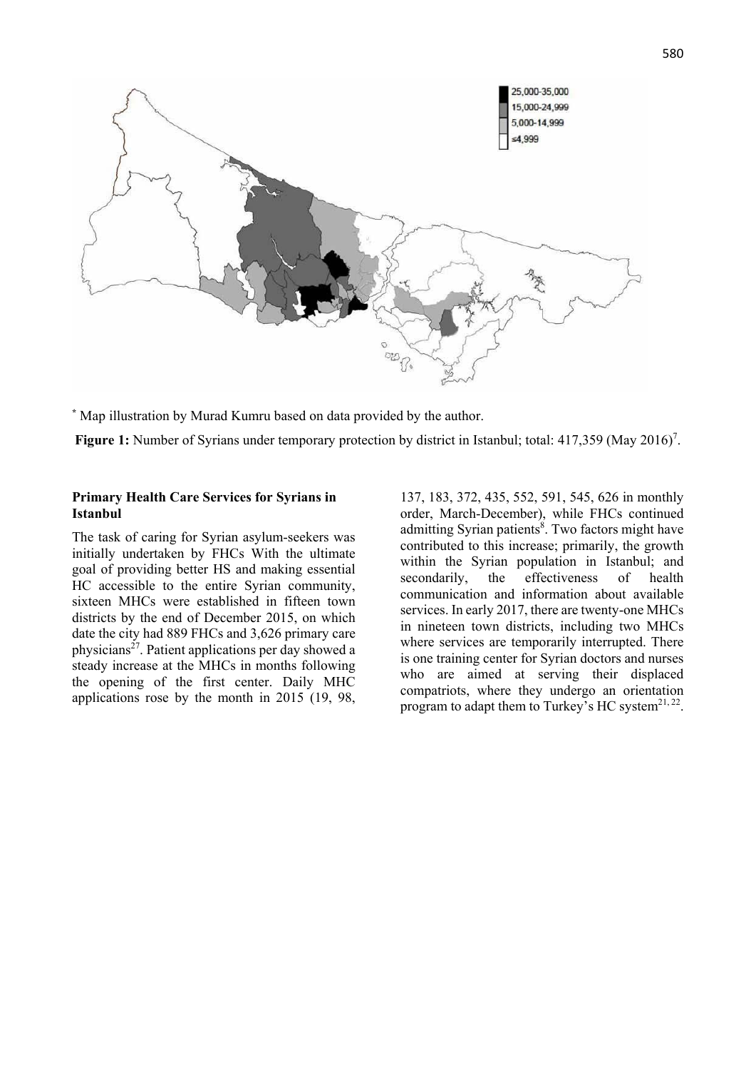\* Map illustration by Murad Kumru based on data provided by the author.

**Figure 1:** Number of Syrians under temporary protection by district in Istanbul; total: 417,359 (May 2016)[7].

**Primary Health Care Services for Syrians in Istanbul**

The task of caring for Syrian asylum-seekers was initially undertaken by FHCs With the ultimate goal of providing better HS and making essential HC accessible to the entire Syrian community, sixteen MHCs were established in fifteen town districts by the end of December 2015, on which date the city had 889 FHCs and 3,626 primary care physicians[27]. Patient applications per day showed a steady increase at the MHCs in months following the opening of the first center. Daily MHC applications rose by the month in 2015 (19, 98, 137, 183, 372, 435, 552, 591, 545, 626 in monthly order, March-December), while FHCs continued admitting Syrian patients[8]. Two factors might have contributed to this increase; primarily, the growth within the Syrian population in Istanbul; and secondarily, the effectiveness of health communication and information about available services. In early 2017, there are twenty-one MHCs in nineteen town districts, including two MHCs where services are temporarily interrupted. There is one training center for Syrian doctors and nurses who are aimed at serving their displaced compatriots, where they undergo an orientation program to adapt them to Turkey's HC system[21, 22].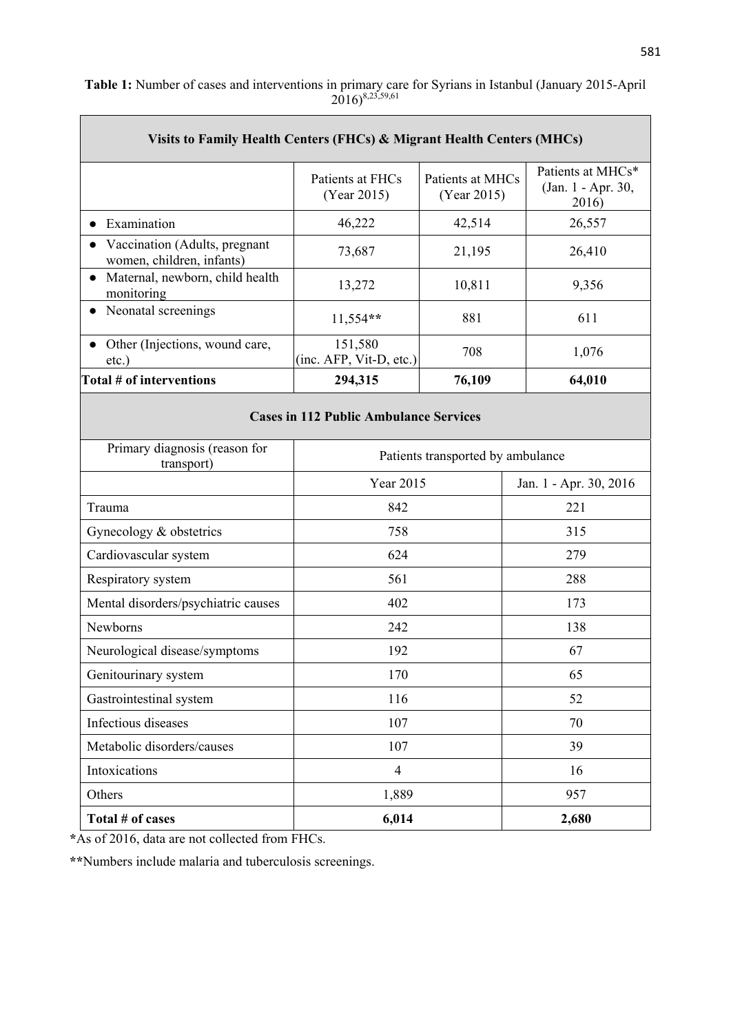**Table 1:** Number of cases and interventions in primary care for Syrians in Istanbul (January 2015-April 2016)[8,23,59,61]

| Visits to Family Health Centers (FHCs) & Migrant Health Centers (MHCs) | | | |
|---|---|---|---|
| | Patients at FHCs (Year 2015) | Patients at MHCs (Year 2015) | Patients at MHCs* (Jan. 1 - Apr. 30, 2016) |
| ● Examination | 46,222 | 42,514 | 26,557 |
| ● Vaccination (Adults, pregnant women, children, infants) | 73,687 | 21,195 | 26,410 |
| ● Maternal, newborn, child health monitoring | 13,272 | 10,811 | 9,356 |
| ● Neonatal screenings | 11,554** | 881 | 611 |
| ● Other (Injections, wound care, etc.) | 151,580 (inc. AFP, Vit-D, etc.) | 708 | 1,076 |
| **Total # of interventions** | **294,315** | **76,109** | **64,010** |

| Cases in 112 Public Ambulance Services | | |
|---|---|---|
| Primary diagnosis (reason for transport) | Patients transported by ambulance | |
| | Year 2015 | Jan. 1 - Apr. 30, 2016 |
| Trauma | 842 | 221 |
| Gynecology & obstetrics | 758 | 315 |
| Cardiovascular system | 624 | 279 |
| Respiratory system | 561 | 288 |
| Mental disorders/psychiatric causes | 402 | 173 |
| Newborns | 242 | 138 |
| Neurological disease/symptoms | 192 | 67 |
| Genitourinary system | 170 | 65 |
| Gastrointestinal system | 116 | 52 |
| Infectious diseases | 107 | 70 |
| Metabolic disorders/causes | 107 | 39 |
| Intoxications | 4 | 16 |
| Others | 1,889 | 957 |
| **Total # of cases** | **6,014** | **2,680** |

**\***As of 2016, data are not collected from FHCs.

**\*\***Numbers include malaria and tuberculosis screenings.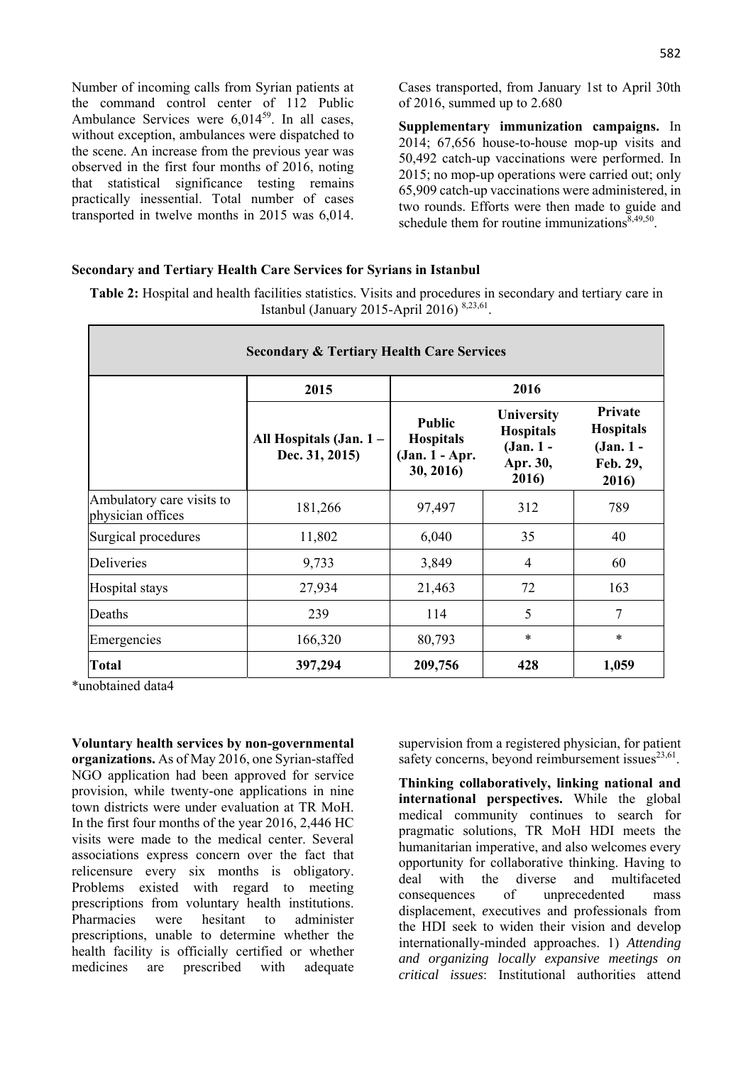Number of incoming calls from Syrian patients at the command control center of 112 Public Ambulance Services were 6,014[59]. In all cases, without exception, ambulances were dispatched to the scene. An increase from the previous year was observed in the first four months of 2016, noting that statistical significance testing remains practically inessential. Total number of cases transported in twelve months in 2015 was 6,014. Cases transported, from January 1st to April 30th of 2016, summed up to 2.680

**Supplementary immunization campaigns.** In 2014; 67,656 house-to-house mop-up visits and 50,492 catch-up vaccinations were performed. In 2015; no mop-up operations were carried out; only 65,909 catch-up vaccinations were administered, in two rounds. Efforts were then made to guide and schedule them for routine immunizations[8,49,50].

**Secondary and Tertiary Health Care Services for Syrians in Istanbul**

**Table 2:** Hospital and health facilities statistics. Visits and procedures in secondary and tertiary care in Istanbul (January 2015-April 2016) [8,23,61].

| Secondary & Tertiary Health Care Services | | | | |
|---|---|---|---|---|
| | 2015 | 2016 | | |
| | All Hospitals (Jan. 1 – Dec. 31, 2015) | Public Hospitals (Jan. 1 - Apr. 30, 2016) | University Hospitals (Jan. 1 - Apr. 30, 2016) | Private Hospitals (Jan. 1 - Feb. 29, 2016) |
| Ambulatory care visits to physician offices | 181,266 | 97,497 | 312 | 789 |
| Surgical procedures | 11,802 | 6,040 | 35 | 40 |
| Deliveries | 9,733 | 3,849 | 4 | 60 |
| Hospital stays | 27,934 | 21,463 | 72 | 163 |
| Deaths | 239 | 114 | 5 | 7 |
| Emergencies | 166,320 | 80,793 | * | * |
| **Total** | **397,294** | **209,756** | **428** | **1,059** |

*unobtained data4

**Voluntary health services by non-governmental organizations.** As of May 2016, one Syrian-staffed NGO application had been approved for service provision, while twenty-one applications in nine town districts were under evaluation at TR MoH. In the first four months of the year 2016, 2,446 HC visits were made to the medical center. Several associations express concern over the fact that relicensure every six months is obligatory. Problems existed with regard to meeting prescriptions from voluntary health institutions. Pharmacies were hesitant to administer prescriptions, unable to determine whether the health facility is officially certified or whether medicines are prescribed with adequate supervision from a registered physician, for patient safety concerns, beyond reimbursement issues[23,61].

**Thinking collaboratively, linking national and international perspectives.** While the global medical community continues to search for pragmatic solutions, TR MoH HDI meets the humanitarian imperative, and also welcomes every opportunity for collaborative thinking. Having to deal with the diverse and multifaceted consequences of unprecedented mass displacement, executives and professionals from the HDI seek to widen their vision and develop internationally-minded approaches. 1) *Attending and organizing locally expansive meetings on critical issues*: Institutional authorities attend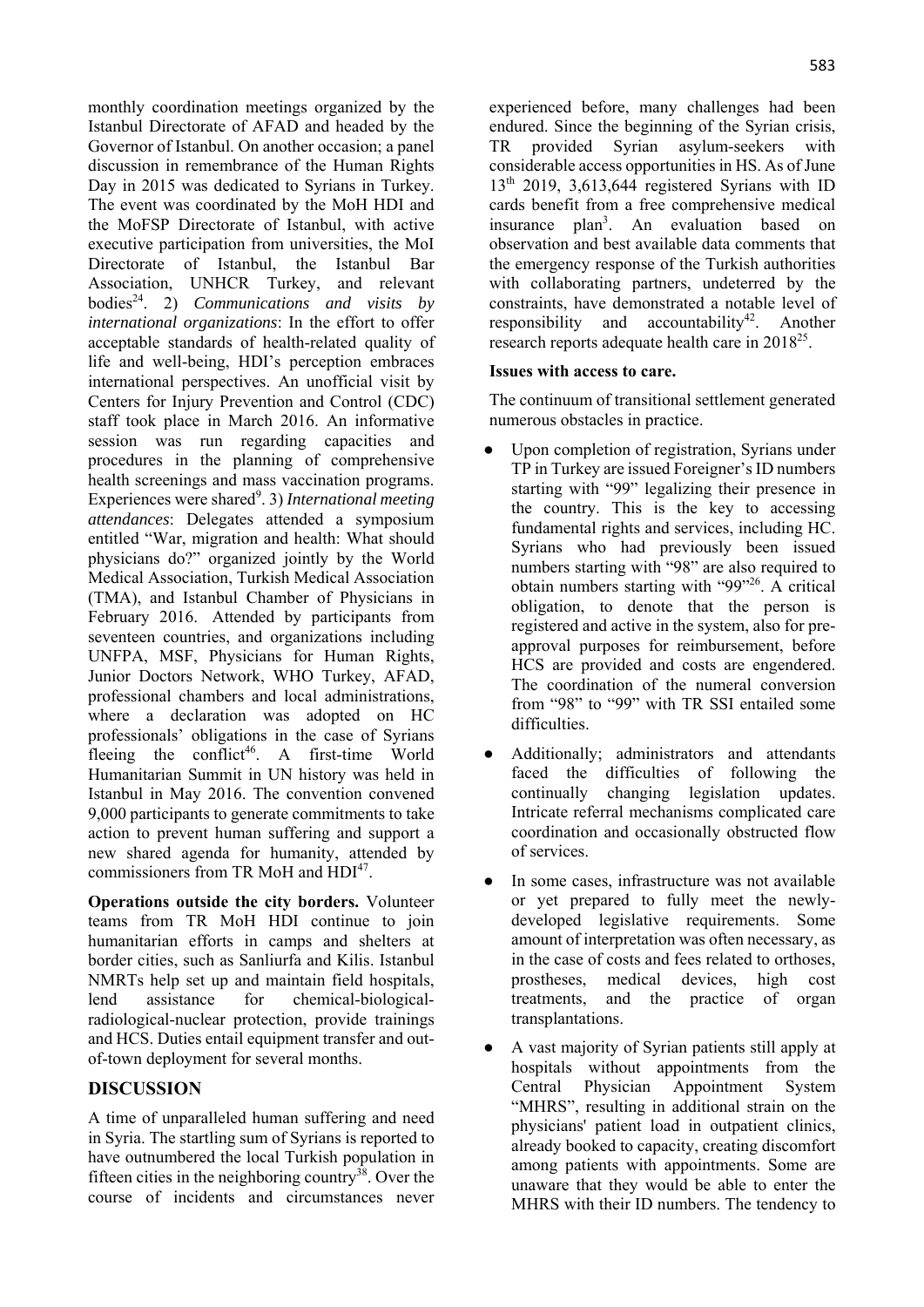monthly coordination meetings organized by the Istanbul Directorate of AFAD and headed by the Governor of Istanbul. On another occasion; a panel discussion in remembrance of the Human Rights Day in 2015 was dedicated to Syrians in Turkey. The event was coordinated by the MoH HDI and the MoFSP Directorate of Istanbul, with active executive participation from universities, the MoI Directorate of Istanbul, the Istanbul Bar Association, UNHCR Turkey, and relevant bodies[24]. 2) *Communications and visits by international organizations*: In the effort to offer acceptable standards of health-related quality of life and well-being, HDI's perception embraces international perspectives. An unofficial visit by Centers for Injury Prevention and Control (CDC) staff took place in March 2016. An informative session was run regarding capacities and procedures in the planning of comprehensive health screenings and mass vaccination programs. Experiences were shared[9]. 3) *International meeting attendances*: Delegates attended a symposium entitled "War, migration and health: What should physicians do?" organized jointly by the World Medical Association, Turkish Medical Association (TMA), and Istanbul Chamber of Physicians in February 2016. Attended by participants from seventeen countries, and organizations including UNFPA, MSF, Physicians for Human Rights, Junior Doctors Network, WHO Turkey, AFAD, professional chambers and local administrations, where a declaration was adopted on HC professionals' obligations in the case of Syrians fleeing the conflict[46]. A first-time World Humanitarian Summit in UN history was held in Istanbul in May 2016. The convention convened 9,000 participants to generate commitments to take action to prevent human suffering and support a new shared agenda for humanity, attended by commissioners from TR MoH and HDI[47].

**Operations outside the city borders.** Volunteer teams from TR MoH HDI continue to join humanitarian efforts in camps and shelters at border cities, such as Sanliurfa and Kilis. Istanbul NMRTs help set up and maintain field hospitals, lend assistance for chemical-biological-radiological-nuclear protection, provide trainings and HCS. Duties entail equipment transfer and out-of-town deployment for several months.

## DISCUSSION

A time of unparalleled human suffering and need in Syria. The startling sum of Syrians is reported to have outnumbered the local Turkish population in fifteen cities in the neighboring country[38]. Over the course of incidents and circumstances never experienced before, many challenges had been endured. Since the beginning of the Syrian crisis, TR provided Syrian asylum-seekers with considerable access opportunities in HS. As of June 13th 2019, 3,613,644 registered Syrians with ID cards benefit from a free comprehensive medical insurance plan[3]. An evaluation based on observation and best available data comments that the emergency response of the Turkish authorities with collaborating partners, undeterred by the constraints, have demonstrated a notable level of responsibility and accountability[42]. Another research reports adequate health care in 2018[25].

**Issues with access to care.**

The continuum of transitional settlement generated numerous obstacles in practice.

- Upon completion of registration, Syrians under TP in Turkey are issued Foreigner's ID numbers starting with "99" legalizing their presence in the country. This is the key to accessing fundamental rights and services, including HC. Syrians who had previously been issued numbers starting with "98" are also required to obtain numbers starting with "99"[26]. A critical obligation, to denote that the person is registered and active in the system, also for pre-approval purposes for reimbursement, before HCS are provided and costs are engendered. The coordination of the numeral conversion from "98" to "99" with TR SSI entailed some difficulties.
- Additionally; administrators and attendants faced the difficulties of following the continually changing legislation updates. Intricate referral mechanisms complicated care coordination and occasionally obstructed flow of services.
- In some cases, infrastructure was not available or yet prepared to fully meet the newly-developed legislative requirements. Some amount of interpretation was often necessary, as in the case of costs and fees related to orthoses, prostheses, medical devices, high cost treatments, and the practice of organ transplantations.
- A vast majority of Syrian patients still apply at hospitals without appointments from the Central Physician Appointment System "MHRS", resulting in additional strain on the physicians' patient load in outpatient clinics, already booked to capacity, creating discomfort among patients with appointments. Some are unaware that they would be able to enter the MHRS with their ID numbers. The tendency to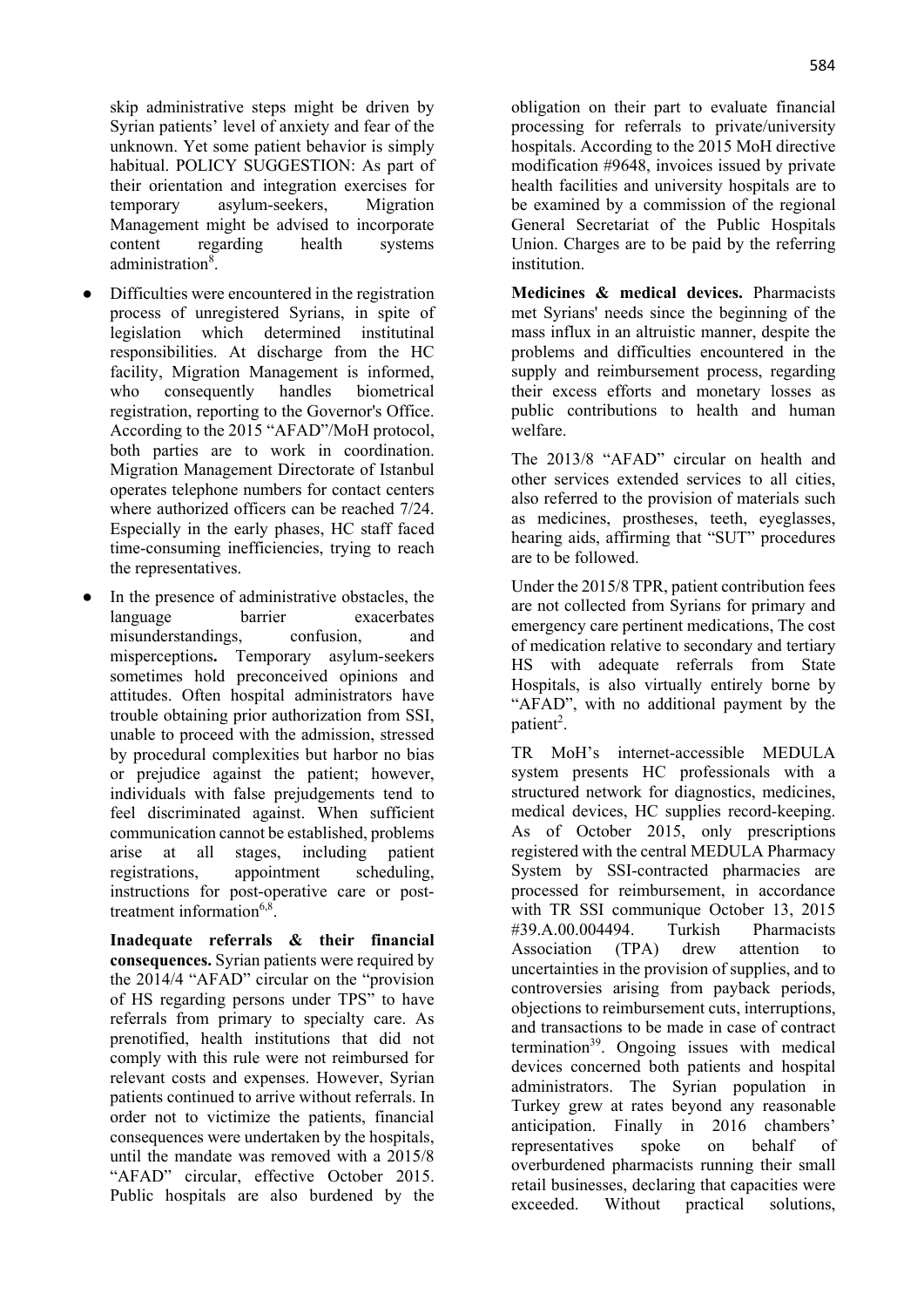skip administrative steps might be driven by Syrian patients' level of anxiety and fear of the unknown. Yet some patient behavior is simply habitual. POLICY SUGGESTION: As part of their orientation and integration exercises for temporary asylum-seekers, Migration Management might be advised to incorporate content regarding health systems administration[8].

- Difficulties were encountered in the registration process of unregistered Syrians, in spite of legislation which determined institutinal responsibilities. At discharge from the HC facility, Migration Management is informed, who consequently handles biometrical registration, reporting to the Governor's Office. According to the 2015 "AFAD"/MoH protocol, both parties are to work in coordination. Migration Management Directorate of Istanbul operates telephone numbers for contact centers where authorized officers can be reached 7/24. Especially in the early phases, HC staff faced time-consuming inefficiencies, trying to reach the representatives.

- In the presence of administrative obstacles, the language barrier exacerbates misunderstandings, confusion, and misperceptions**.** Temporary asylum-seekers sometimes hold preconceived opinions and attitudes. Often hospital administrators have trouble obtaining prior authorization from SSI, unable to proceed with the admission, stressed by procedural complexities but harbor no bias or prejudice against the patient; however, individuals with false prejudgements tend to feel discriminated against. When sufficient communication cannot be established, problems arise at all stages, including patient registrations, appointment scheduling, instructions for post-operative care or post-treatment information[6,8].

**Inadequate referrals & their financial consequences.** Syrian patients were required by the 2014/4 "AFAD" circular on the "provision of HS regarding persons under TPS" to have referrals from primary to specialty care. As prenotified, health institutions that did not comply with this rule were not reimbursed for relevant costs and expenses. However, Syrian patients continued to arrive without referrals. In order not to victimize the patients, financial consequences were undertaken by the hospitals, until the mandate was removed with a 2015/8 "AFAD" circular, effective October 2015. Public hospitals are also burdened by the obligation on their part to evaluate financial processing for referrals to private/university hospitals. According to the 2015 MoH directive modification #9648, invoices issued by private health facilities and university hospitals are to be examined by a commission of the regional General Secretariat of the Public Hospitals Union. Charges are to be paid by the referring institution.

**Medicines & medical devices.** Pharmacists met Syrians' needs since the beginning of the mass influx in an altruistic manner, despite the problems and difficulties encountered in the supply and reimbursement process, regarding their excess efforts and monetary losses as public contributions to health and human welfare.

The 2013/8 "AFAD" circular on health and other services extended services to all cities, also referred to the provision of materials such as medicines, prostheses, teeth, eyeglasses, hearing aids, affirming that "SUT" procedures are to be followed.

Under the 2015/8 TPR, patient contribution fees are not collected from Syrians for primary and emergency care pertinent medications, The cost of medication relative to secondary and tertiary HS with adequate referrals from State Hospitals, is also virtually entirely borne by "AFAD", with no additional payment by the patient[2].

TR MoH's internet-accessible MEDULA system presents HC professionals with a structured network for diagnostics, medicines, medical devices, HC supplies record-keeping. As of October 2015, only prescriptions registered with the central MEDULA Pharmacy System by SSI-contracted pharmacies are processed for reimbursement, in accordance with TR SSI communique October 13, 2015 #39.A.00.004494. Turkish Pharmacists Association (TPA) drew attention to uncertainties in the provision of supplies, and to controversies arising from payback periods, objections to reimbursement cuts, interruptions, and transactions to be made in case of contract termination[39]. Ongoing issues with medical devices concerned both patients and hospital administrators. The Syrian population in Turkey grew at rates beyond any reasonable anticipation. Finally in 2016 chambers' representatives spoke on behalf of overburdened pharmacists running their small retail businesses, declaring that capacities were exceeded. Without practical solutions,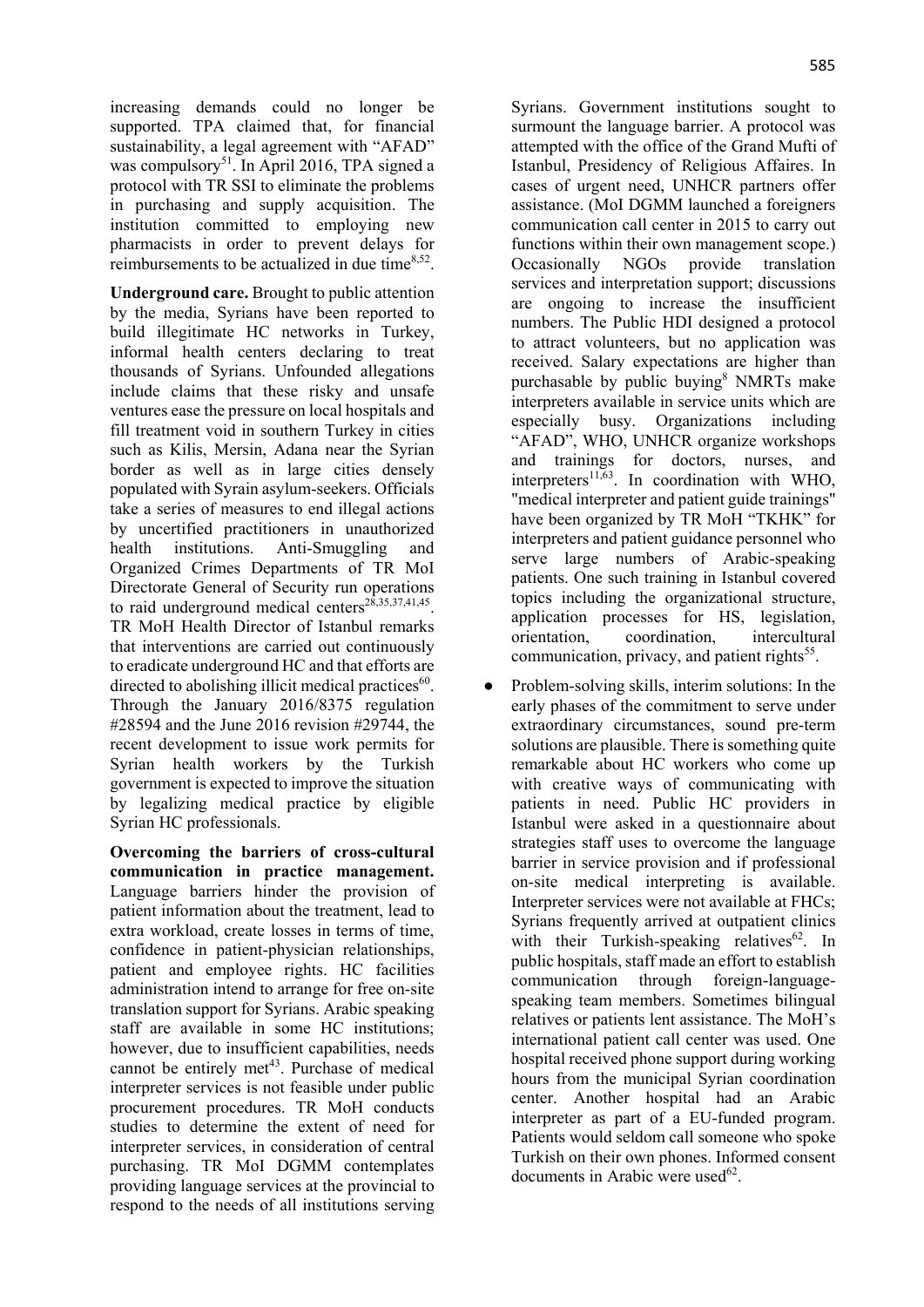increasing demands could no longer be supported. TPA claimed that, for financial sustainability, a legal agreement with "AFAD" was compulsory[51]. In April 2016, TPA signed a protocol with TR SSI to eliminate the problems in purchasing and supply acquisition. The institution committed to employing new pharmacists in order to prevent delays for reimbursements to be actualized in due time[8,52].

**Underground care.** Brought to public attention by the media, Syrians have been reported to build illegitimate HC networks in Turkey, informal health centers declaring to treat thousands of Syrians. Unfounded allegations include claims that these risky and unsafe ventures ease the pressure on local hospitals and fill treatment void in southern Turkey in cities such as Kilis, Mersin, Adana near the Syrian border as well as in large cities densely populated with Syrain asylum-seekers. Officials take a series of measures to end illegal actions by uncertified practitioners in unauthorized health institutions. Anti-Smuggling and Organized Crimes Departments of TR MoI Directorate General of Security run operations to raid underground medical centers[28,35,37,41,45]. TR MoH Health Director of Istanbul remarks that interventions are carried out continuously to eradicate underground HC and that efforts are directed to abolishing illicit medical practices[60]. Through the January 2016/8375 regulation #28594 and the June 2016 revision #29744, the recent development to issue work permits for Syrian health workers by the Turkish government is expected to improve the situation by legalizing medical practice by eligible Syrian HC professionals.

**Overcoming the barriers of cross-cultural communication in practice management.** Language barriers hinder the provision of patient information about the treatment, lead to extra workload, create losses in terms of time, confidence in patient-physician relationships, patient and employee rights. HC facilities administration intend to arrange for free on-site translation support for Syrians. Arabic speaking staff are available in some HC institutions; however, due to insufficient capabilities, needs cannot be entirely met[43]. Purchase of medical interpreter services is not feasible under public procurement procedures. TR MoH conducts studies to determine the extent of need for interpreter services, in consideration of central purchasing. TR MoI DGMM contemplates providing language services at the provincial to respond to the needs of all institutions serving Syrians. Government institutions sought to surmount the language barrier. A protocol was attempted with the office of the Grand Mufti of Istanbul, Presidency of Religious Affaires. In cases of urgent need, UNHCR partners offer assistance. (MoI DGMM launched a foreigners communication call center in 2015 to carry out functions within their own management scope.) Occasionally NGOs provide translation services and interpretation support; discussions are ongoing to increase the insufficient numbers. The Public HDI designed a protocol to attract volunteers, but no application was received. Salary expectations are higher than purchasable by public buying[8] NMRTs make interpreters available in service units which are especially busy. Organizations including "AFAD", WHO, UNHCR organize workshops and trainings for doctors, nurses, and interpreters[11,63]. In coordination with WHO, "medical interpreter and patient guide trainings" have been organized by TR MoH "TKHK" for interpreters and patient guidance personnel who serve large numbers of Arabic-speaking patients. One such training in Istanbul covered topics including the organizational structure, application processes for HS, legislation, orientation, coordination, intercultural communication, privacy, and patient rights[55].

- Problem-solving skills, interim solutions: In the early phases of the commitment to serve under extraordinary circumstances, sound pre-term solutions are plausible. There is something quite remarkable about HC workers who come up with creative ways of communicating with patients in need. Public HC providers in Istanbul were asked in a questionnaire about strategies staff uses to overcome the language barrier in service provision and if professional on-site medical interpreting is available. Interpreter services were not available at FHCs; Syrians frequently arrived at outpatient clinics with their Turkish-speaking relatives[62]. In public hospitals, staff made an effort to establish communication through foreign-language-speaking team members. Sometimes bilingual relatives or patients lent assistance. The MoH's international patient call center was used. One hospital received phone support during working hours from the municipal Syrian coordination center. Another hospital had an Arabic interpreter as part of a EU-funded program. Patients would seldom call someone who spoke Turkish on their own phones. Informed consent documents in Arabic were used[62].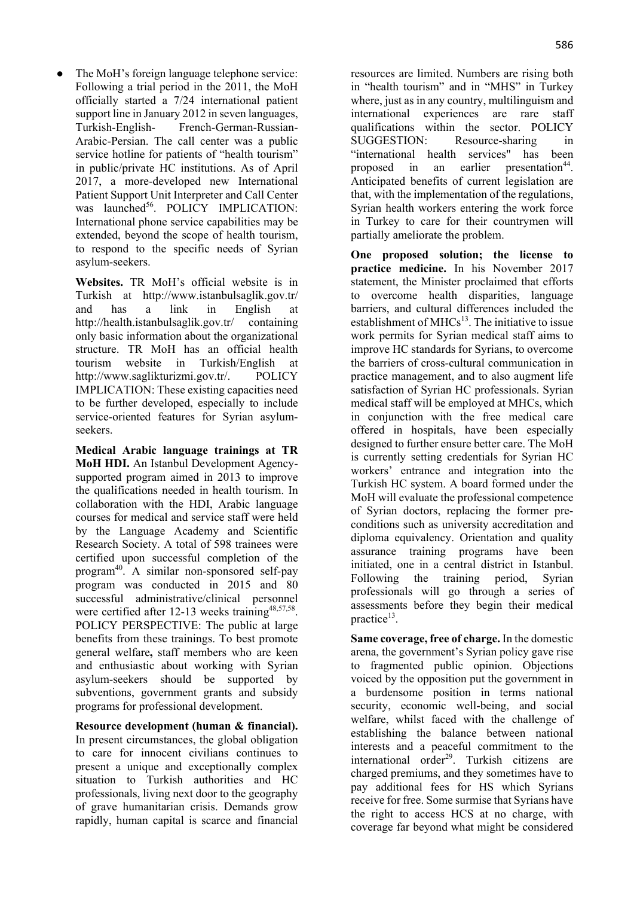- The MoH's foreign language telephone service: Following a trial period in the 2011, the MoH officially started a 7/24 international patient support line in January 2012 in seven languages, Turkish-English- French-German-Russian-Arabic-Persian. The call center was a public service hotline for patients of "health tourism" in public/private HC institutions. As of April 2017, a more-developed new International Patient Support Unit Interpreter and Call Center was launched[56]. POLICY IMPLICATION: International phone service capabilities may be extended, beyond the scope of health tourism, to respond to the specific needs of Syrian asylum-seekers.

  **Websites.** TR MoH's official website is in Turkish at http://www.istanbulsaglik.gov.tr/ and has a link in English at http://health.istanbulsaglik.gov.tr/ containing only basic information about the organizational structure. TR MoH has an official health tourism website in Turkish/English at http://www.saglikturizmi.gov.tr/. POLICY IMPLICATION: These existing capacities need to be further developed, especially to include service-oriented features for Syrian asylum-seekers.

  **Medical Arabic language trainings at TR MoH HDI.** An Istanbul Development Agency-supported program aimed in 2013 to improve the qualifications needed in health tourism. In collaboration with the HDI, Arabic language courses for medical and service staff were held by the Language Academy and Scientific Research Society. A total of 598 trainees were certified upon successful completion of the program[40]. A similar non-sponsored self-pay program was conducted in 2015 and 80 successful administrative/clinical personnel were certified after 12-13 weeks training[48,57,58]. POLICY PERSPECTIVE: The public at large benefits from these trainings. To best promote general welfare**,** staff members who are keen and enthusiastic about working with Syrian asylum-seekers should be supported by subventions, government grants and subsidy programs for professional development.

  **Resource development (human & financial).** In present circumstances, the global obligation to care for innocent civilians continues to present a unique and exceptionally complex situation to Turkish authorities and HC professionals, living next door to the geography of grave humanitarian crisis. Demands grow rapidly, human capital is scarce and financial resources are limited. Numbers are rising both in "health tourism" and in "MHS" in Turkey where, just as in any country, multilinguism and international experiences are rare staff qualifications within the sector. POLICY SUGGESTION: Resource-sharing in "international health services" has been proposed in an earlier presentation[44]. Anticipated benefits of current legislation are that, with the implementation of the regulations, Syrian health workers entering the work force in Turkey to care for their countrymen will partially ameliorate the problem.

  **One proposed solution; the license to practice medicine.** In his November 2017 statement, the Minister proclaimed that efforts to overcome health disparities, language barriers, and cultural differences included the establishment of MHCs[13]. The initiative to issue work permits for Syrian medical staff aims to improve HC standards for Syrians, to overcome the barriers of cross-cultural communication in practice management, and to also augment life satisfaction of Syrian HC professionals. Syrian medical staff will be employed at MHCs, which in conjunction with the free medical care offered in hospitals, have been especially designed to further ensure better care. The MoH is currently setting credentials for Syrian HC workers' entrance and integration into the Turkish HC system. A board formed under the MoH will evaluate the professional competence of Syrian doctors, replacing the former pre-conditions such as university accreditation and diploma equivalency. Orientation and quality assurance training programs have been initiated, one in a central district in Istanbul. Following the training period, Syrian professionals will go through a series of assessments before they begin their medical practice[13].

  **Same coverage, free of charge.** In the domestic arena, the government's Syrian policy gave rise to fragmented public opinion. Objections voiced by the opposition put the government in a burdensome position in terms national security, economic well-being, and social welfare, whilst faced with the challenge of establishing the balance between national interests and a peaceful commitment to the international order[29]. Turkish citizens are charged premiums, and they sometimes have to pay additional fees for HS which Syrians receive for free. Some surmise that Syrians have the right to access HCS at no charge, with coverage far beyond what might be considered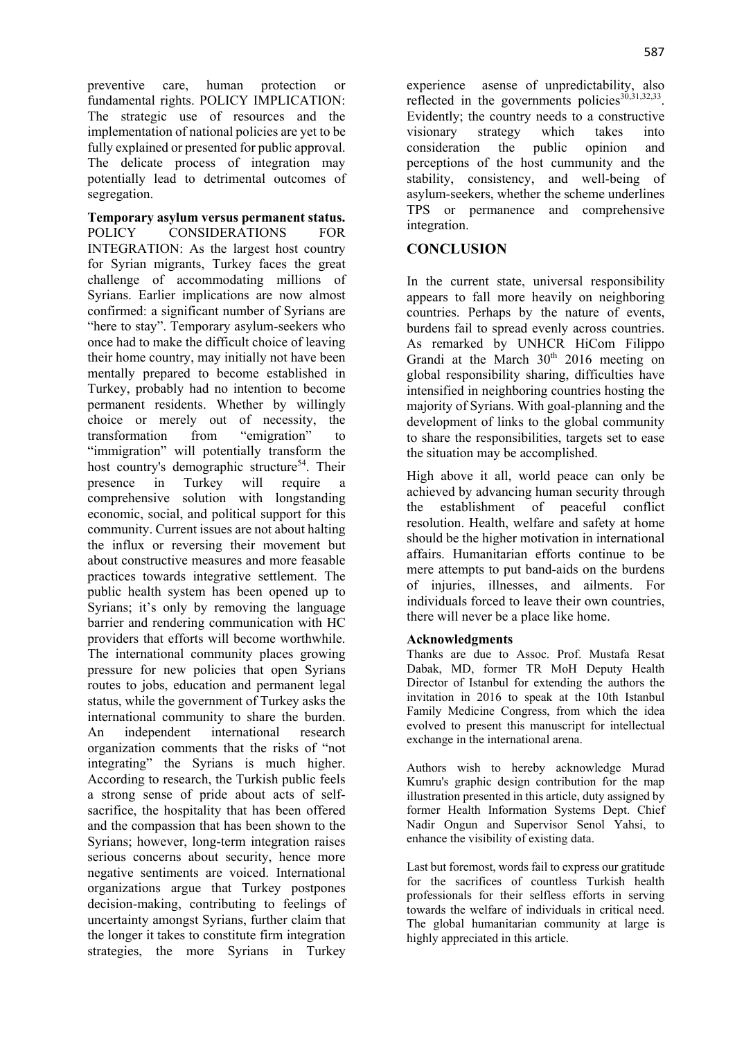preventive care, human protection or fundamental rights. POLICY IMPLICATION: The strategic use of resources and the implementation of national policies are yet to be fully explained or presented for public approval. The delicate process of integration may potentially lead to detrimental outcomes of segregation.

**Temporary asylum versus permanent status.** POLICY CONSIDERATIONS FOR INTEGRATION: As the largest host country for Syrian migrants, Turkey faces the great challenge of accommodating millions of Syrians. Earlier implications are now almost confirmed: a significant number of Syrians are "here to stay". Temporary asylum-seekers who once had to make the difficult choice of leaving their home country, may initially not have been mentally prepared to become established in Turkey, probably had no intention to become permanent residents. Whether by willingly choice or merely out of necessity, the transformation from "emigration" to "immigration" will potentially transform the host country's demographic structure[54]. Their presence in Turkey will require a comprehensive solution with longstanding economic, social, and political support for this community. Current issues are not about halting the influx or reversing their movement but about constructive measures and more feasable practices towards integrative settlement. The public health system has been opened up to Syrians; it's only by removing the language barrier and rendering communication with HC providers that efforts will become worthwhile. The international community places growing pressure for new policies that open Syrians routes to jobs, education and permanent legal status, while the government of Turkey asks the international community to share the burden. An independent international research organization comments that the risks of "not integrating" the Syrians is much higher. According to research, the Turkish public feels a strong sense of pride about acts of self-sacrifice, the hospitality that has been offered and the compassion that has been shown to the Syrians; however, long-term integration raises serious concerns about security, hence more negative sentiments are voiced. International organizations argue that Turkey postpones decision-making, contributing to feelings of uncertainty amongst Syrians, further claim that the longer it takes to constitute firm integration strategies, the more Syrians in Turkey experience asense of unpredictability, also reflected in the governments policies[30,31,32,33]. Evidently; the country needs to a constructive visionary strategy which takes into consideration the public opinion and perceptions of the host cummunity and the stability, consistency, and well-being of asylum-seekers, whether the scheme underlines TPS or permanence and comprehensive integration.

## CONCLUSION

In the current state, universal responsibility appears to fall more heavily on neighboring countries. Perhaps by the nature of events, burdens fail to spread evenly across countries. As remarked by UNHCR HiCom Filippo Grandi at the March 30th 2016 meeting on global responsibility sharing, difficulties have intensified in neighboring countries hosting the majority of Syrians. With goal-planning and the development of links to the global community to share the responsibilities, targets set to ease the situation may be accomplished.

High above it all, world peace can only be achieved by advancing human security through the establishment of peaceful conflict resolution. Health, welfare and safety at home should be the higher motivation in international affairs. Humanitarian efforts continue to be mere attempts to put band-aids on the burdens of injuries, illnesses, and ailments. For individuals forced to leave their own countries, there will never be a place like home.

### Acknowledgments

Thanks are due to Assoc. Prof. Mustafa Resat Dabak, MD, former TR MoH Deputy Health Director of Istanbul for extending the authors the invitation in 2016 to speak at the 10th Istanbul Family Medicine Congress, from which the idea evolved to present this manuscript for intellectual exchange in the international arena.

Authors wish to hereby acknowledge Murad Kumru's graphic design contribution for the map illustration presented in this article, duty assigned by former Health Information Systems Dept. Chief Nadir Ongun and Supervisor Senol Yahsi, to enhance the visibility of existing data.

Last but foremost, words fail to express our gratitude for the sacrifices of countless Turkish health professionals for their selfless efforts in serving towards the welfare of individuals in critical need. The global humanitarian community at large is highly appreciated in this article.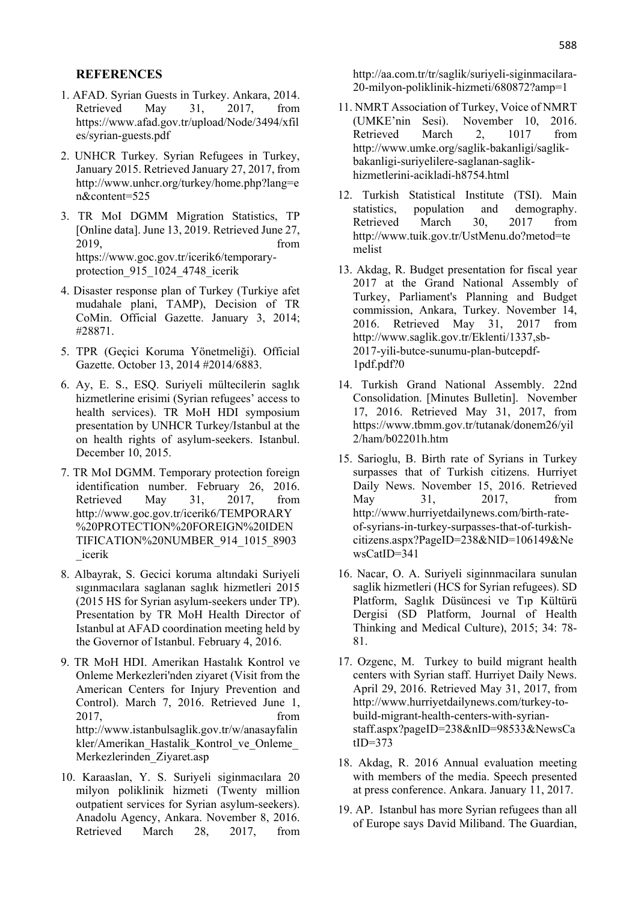## REFERENCES

1. AFAD. Syrian Guests in Turkey. Ankara, 2014. Retrieved May 31, 2017, from https://www.afad.gov.tr/upload/Node/3494/xfiles/syrian-guests.pdf

2. UNHCR Turkey. Syrian Refugees in Turkey, January 2015. Retrieved January 27, 2017, from http://www.unhcr.org/turkey/home.php?lang=en&content=525

3. TR MoI DGMM Migration Statistics, TP [Online data]. June 13, 2019. Retrieved June 27, 2019, from https://www.goc.gov.tr/icerik6/temporary-protection_915_1024_4748_icerik

4. Disaster response plan of Turkey (Turkiye afet mudahale plani, TAMP), Decision of TR CoMin. Official Gazette. January 3, 2014; #28871.

5. TPR (Geçici Koruma Yönetmeliği). Official Gazette. October 13, 2014 #2014/6883.

6. Ay, E. S., ESQ. Suriyeli mültecilerin saglık hizmetlerine erisimi (Syrian refugees' access to health services). TR MoH HDI symposium presentation by UNHCR Turkey/Istanbul at the on health rights of asylum-seekers. Istanbul. December 10, 2015.

7. TR MoI DGMM. Temporary protection foreign identification number. February 26, 2016. Retrieved May 31, 2017, from http://www.goc.gov.tr/icerik6/TEMPORARY%20PROTECTION%20FOREIGN%20IDENTIFICATION%20NUMBER_914_1015_8903_icerik

8. Albayrak, S. Gecici koruma altındaki Suriyeli sıgınmacılara saglanan saglık hizmetleri 2015 (2015 HS for Syrian asylum-seekers under TP). Presentation by TR MoH Health Director of Istanbul at AFAD coordination meeting held by the Governor of Istanbul. February 4, 2016.

9. TR MoH HDI. Amerikan Hastalık Kontrol ve Onleme Merkezleri'nden ziyaret (Visit from the American Centers for Injury Prevention and Control). March 7, 2016. Retrieved June 1, 2017, from http://www.istanbulsaglik.gov.tr/w/anasayfalinkler/Amerikan_Hastalik_Kontrol_ve_Onleme_Merkezlerinden_Ziyaret.asp

10. Karaaslan, Y. S. Suriyeli siginmacılara 20 milyon poliklinik hizmeti (Twenty million outpatient services for Syrian asylum-seekers). Anadolu Agency, Ankara. November 8, 2016. Retrieved March 28, 2017, from http://aa.com.tr/tr/saglik/suriyeli-siginmacilara-20-milyon-poliklinik-hizmeti/680872?amp=1

11. NMRT Association of Turkey, Voice of NMRT (UMKE'nin Sesi). November 10, 2016. Retrieved March 2, 1017 from http://www.umke.org/saglik-bakanligi/saglik-bakanligi-suriyelilere-saglanan-saglik-hizmetlerini-acikladi-h8754.html

12. Turkish Statistical Institute (TSI). Main statistics, population and demography. Retrieved March 30, 2017 from http://www.tuik.gov.tr/UstMenu.do?metod=temelist

13. Akdag, R. Budget presentation for fiscal year 2017 at the Grand National Assembly of Turkey, Parliament's Planning and Budget commission, Ankara, Turkey. November 14, 2016. Retrieved May 31, 2017 from http://www.saglik.gov.tr/Eklenti/1337,sb-2017-yili-butce-sunumu-plan-butcepdf-1pdf.pdf?0

14. Turkish Grand National Assembly. 22nd Consolidation. [Minutes Bulletin]. November 17, 2016. Retrieved May 31, 2017, from https://www.tbmm.gov.tr/tutanak/donem26/yil2/ham/b02201h.htm

15. Sarioglu, B. Birth rate of Syrians in Turkey surpasses that of Turkish citizens. Hurriyet Daily News. November 15, 2016. Retrieved May 31, 2017, from http://www.hurriyetdailynews.com/birth-rate-of-syrians-in-turkey-surpasses-that-of-turkish-citizens.aspx?PageID=238&NID=106149&NewsCatID=341

16. Nacar, O. A. Suriyeli siginnmacilara sunulan saglik hizmetleri (HCS for Syrian refugees). SD Platform, Sağlık Düsüncesi ve Tıp Kültürü Dergisi (SD Platform, Journal of Health Thinking and Medical Culture), 2015; 34: 78-81.

17. Ozgenc, M. Turkey to build migrant health centers with Syrian staff. Hurriyet Daily News. April 29, 2016. Retrieved May 31, 2017, from http://www.hurriyetdailynews.com/turkey-to-build-migrant-health-centers-with-syrian-staff.aspx?pageID=238&nID=98533&NewsCatID=373

18. Akdag, R. 2016 Annual evaluation meeting with members of the media. Speech presented at press conference. Ankara. January 11, 2017.

19. AP. Istanbul has more Syrian refugees than all of Europe says David Miliband. The Guardian,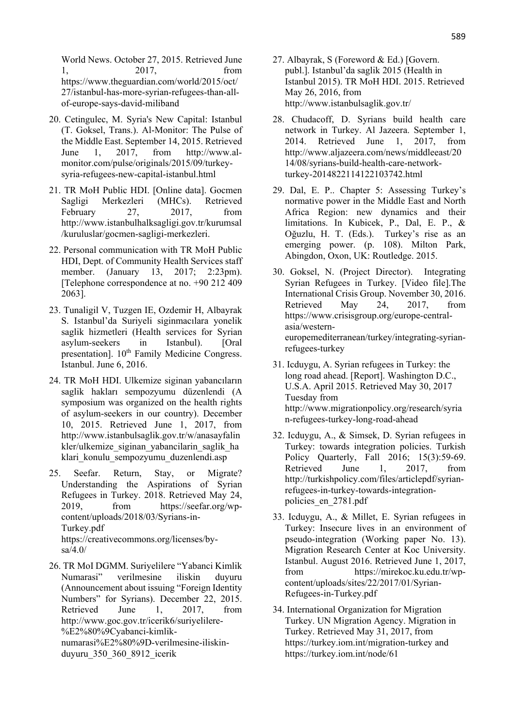World News. October 27, 2015. Retrieved June 1, 2017, from https://www.theguardian.com/world/2015/oct/27/istanbul-has-more-syrian-refugees-than-all-of-europe-says-david-miliband

20. Cetingulec, M. Syria's New Capital: Istanbul (T. Goksel, Trans.). Al-Monitor: The Pulse of the Middle East. September 14, 2015. Retrieved June 1, 2017, from http://www.al-monitor.com/pulse/originals/2015/09/turkey-syria-refugees-new-capital-istanbul.html

21. TR MoH Public HDI. [Online data]. Gocmen Sagligi Merkezleri (MHCs). Retrieved February 27, 2017, from http://www.istanbulhalksagligi.gov.tr/kurumsal/kuruluslar/gocmen-sagligi-merkezleri.

22. Personal communication with TR MoH Public HDI, Dept. of Community Health Services staff member. (January 13, 2017; 2:23pm). [Telephone correspondence at no. +90 212 409 2063].

23. Tunaligil V, Tuzgen IE, Ozdemir H, Albayrak S. Istanbul'da Suriyeli siginmacılara yonelik saglik hizmetleri (Health services for Syrian asylum-seekers in Istanbul). [Oral presentation]. 10th Family Medicine Congress. Istanbul. June 6, 2016.

24. TR MoH HDI. Ulkemize siginan yabancıların saglik hakları sempozyumu düzenlendi (A symposium was organized on the health rights of asylum-seekers in our country). December 10, 2015. Retrieved June 1, 2017, from http://www.istanbulsaglik.gov.tr/w/anasayfalinkler/ulkemize_siginan_yabancilarin_saglik_haklari_konulu_sempozyumu_duzenlendi.asp

25. Seefar. Return, Stay, or Migrate? Understanding the Aspirations of Syrian Refugees in Turkey. 2018. Retrieved May 24, 2019, from https://seefar.org/wp-content/uploads/2018/03/Syrians-in-Turkey.pdf https://creativecommons.org/licenses/by-sa/4.0/

26. TR MoI DGMM. Suriyelilere "Yabanci Kimlik Numarasi" verilmesine iliskin duyuru (Announcement about issuing "Foreign Identity Numbers" for Syrians). December 22, 2015. Retrieved June 1, 2017, from http://www.goc.gov.tr/icerik6/suriyelilere-%E2%80%9Cyabanci-kimlik-numarasi%E2%80%9D-verilmesine-iliskin-duyuru_350_360_8912_icerik

27. Albayrak, S (Foreword & Ed.) [Govern. publ.]. Istanbul'da saglik 2015 (Health in Istanbul 2015). TR MoH HDI. 2015. Retrieved May 26, 2016, from http://www.istanbulsaglik.gov.tr/

28. Chudacoff, D. Syrians build health care network in Turkey. Al Jazeera. September 1, 2014. Retrieved June 1, 2017, from http://www.aljazeera.com/news/middleeast/2014/08/syrians-build-health-care-network-turkey-2014822114122103742.html

29. Dal, E. P.. Chapter 5: Assessing Turkey's normative power in the Middle East and North Africa Region: new dynamics and their limitations. In Kubicek, P., Dal, E. P., & Oğuzlu, H. T. (Eds.). Turkey's rise as an emerging power. (p. 108). Milton Park, Abingdon, Oxon, UK: Routledge. 2015.

30. Goksel, N. (Project Director). Integrating Syrian Refugees in Turkey. [Video file].The International Crisis Group. November 30, 2016. Retrieved May 24, 2017, from https://www.crisisgroup.org/europe-central-asia/western-europemediterranean/turkey/integrating-syrian-refugees-turkey

31. Icduygu, A. Syrian refugees in Turkey: the long road ahead. [Report]. Washington D.C., U.S.A. April 2015. Retrieved May 30, 2017 Tuesday from http://www.migrationpolicy.org/research/syrian-refugees-turkey-long-road-ahead

32. Icduygu, A., & Simsek, D. Syrian refugees in Turkey: towards integration policies. Turkish Policy Quarterly, Fall 2016; 15(3):59-69. Retrieved June 1, 2017, from http://turkishpolicy.com/files/articlepdf/syrian-refugees-in-turkey-towards-integration-policies_en_2781.pdf

33. Icduygu, A., & Millet, E. Syrian refugees in Turkey: Insecure lives in an environment of pseudo-integration (Working paper No. 13). Migration Research Center at Koc University. Istanbul. August 2016. Retrieved June 1, 2017, from https://mirekoc.ku.edu.tr/wp-content/uploads/sites/22/2017/01/Syrian-Refugees-in-Turkey.pdf

34. International Organization for Migration Turkey. UN Migration Agency. Migration in Turkey. Retrieved May 31, 2017, from https://turkey.iom.int/migration-turkey and https://turkey.iom.int/node/61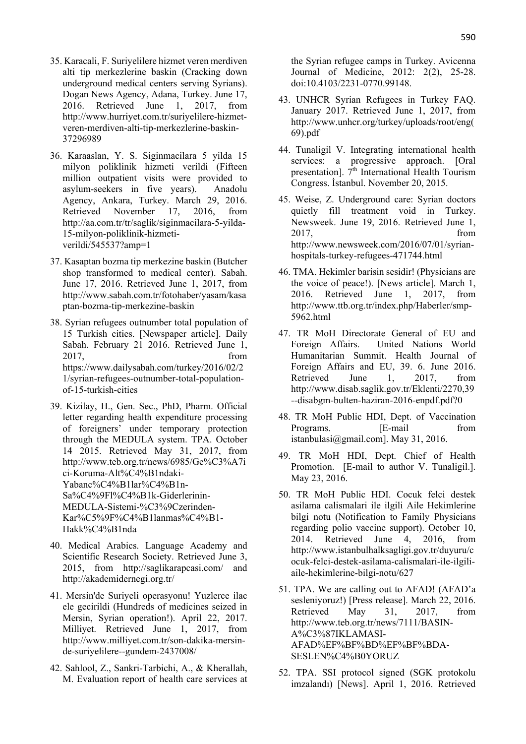35. Karacali, F. Suriyelilere hizmet veren merdiven alti tip merkezlerine baskin (Cracking down underground medical centers serving Syrians). Dogan News Agency, Adana, Turkey. June 17, 2016. Retrieved June 1, 2017, from http://www.hurriyet.com.tr/suriyelilere-hizmet-veren-merdiven-alti-tip-merkezlerine-baskin-37296989

36. Karaaslan, Y. S. Siginmacilara 5 yilda 15 milyon poliklinik hizmeti verildi (Fifteen million outpatient visits were provided to asylum-seekers in five years). Anadolu Agency, Ankara, Turkey. March 29, 2016. Retrieved November 17, 2016, from http://aa.com.tr/tr/saglik/siginmacilara-5-yilda-15-milyon-poliklinik-hizmeti-verildi/545537?amp=1

37. Kasaptan bozma tip merkezine baskin (Butcher shop transformed to medical center). Sabah. June 17, 2016. Retrieved June 1, 2017, from http://www.sabah.com.tr/fotohaber/yasam/kasaptan-bozma-tip-merkezine-baskin

38. Syrian refugees outnumber total population of 15 Turkish cities. [Newspaper article]. Daily Sabah. February 21 2016. Retrieved June 1, 2017, from https://www.dailysabah.com/turkey/2016/02/21/syrian-refugees-outnumber-total-population-of-15-turkish-cities

39. Kizilay, H., Gen. Sec., PhD, Pharm. Official letter regarding health expenditure processing of foreigners' under temporary protection through the MEDULA system. TPA. October 14 2015. Retrieved May 31, 2017, from http://www.teb.org.tr/news/6985/Ge%C3%A7ici-Koruma-Alt%C4%B1ndaki-Yabanc%C4%B1lar%C4%B1n-Sa%C4%9Fl%C4%B1k-Giderlerinin-MEDULA-Sistemi-%C3%9Czerinden-Kar%C5%9F%C4%B1lanmas%C4%B1-Hakk%C4%B1nda

40. Medical Arabics. Language Academy and Scientific Research Society. Retrieved June 3, 2015, from http://saglikarapcasi.com/ and http://akademidernegi.org.tr/

41. Mersin'de Suriyeli operasyonu! Yuzlerce ilac ele gecirildi (Hundreds of medicines seized in Mersin, Syrian operation!). April 22, 2017. Milliyet. Retrieved June 1, 2017, from http://www.milliyet.com.tr/son-dakika-mersin-de-suriyelilere--gundem-2437008/

42. Sahlool, Z., Sankri-Tarbichi, A., & Kherallah, M. Evaluation report of health care services at the Syrian refugee camps in Turkey. Avicenna Journal of Medicine, 2012: 2(2), 25-28. doi:10.4103/2231-0770.99148.

43. UNHCR Syrian Refugees in Turkey FAQ. January 2017. Retrieved June 1, 2017, from http://www.unhcr.org/turkey/uploads/root/eng(69).pdf

44. Tunaligil V. Integrating international health services: a progressive approach. [Oral presentation]. 7th International Health Tourism Congress. İstanbul. November 20, 2015.

45. Weise, Z. Underground care: Syrian doctors quietly fill treatment void in Turkey. Newsweek. June 19, 2016. Retrieved June 1, 2017, from http://www.newsweek.com/2016/07/01/syrian-hospitals-turkey-refugees-471744.html

46. TMA. Hekimler barisin sesidir! (Physicians are the voice of peace!). [News article]. March 1, 2016. Retrieved June 1, 2017, from http://www.ttb.org.tr/index.php/Haberler/smp-5962.html

47. TR MoH Directorate General of EU and Foreign Affairs. United Nations World Humanitarian Summit. Health Journal of Foreign Affairs and EU, 39. 6. June 2016. Retrieved June 1, 2017, from http://www.disab.saglik.gov.tr/Eklenti/2270,39--disabgm-bulten-haziran-2016-enpdf.pdf?0

48. TR MoH Public HDI, Dept. of Vaccination Programs. [E-mail from istanbulasi@gmail.com]. May 31, 2016.

49. TR MoH HDI, Dept. Chief of Health Promotion. [E-mail to author V. Tunaligil.]. May 23, 2016.

50. TR MoH Public HDI. Cocuk felci destek asilama calismalari ile ilgili Aile Hekimlerine bilgi notu (Notification to Family Physicians regarding polio vaccine support). October 10, 2014. Retrieved June 4, 2016, from http://www.istanbulhalksagligi.gov.tr/duyuru/cocuk-felci-destek-asilama-calismalari-ile-ilgili-aile-hekimlerine-bilgi-notu/627

51. TPA. We are calling out to AFAD! (AFAD'a sesleniyoruz!) [Press release]. March 22, 2016. Retrieved May 31, 2017, from http://www.teb.org.tr/news/7111/BASIN-A%C3%87IKLAMASI-AFAD%EF%BF%BD%EF%BF%BDA-SESLEN%C4%B0YORUZ

52. TPA. SSI protocol signed (SGK protokolu imzalandı) [News]. April 1, 2016. Retrieved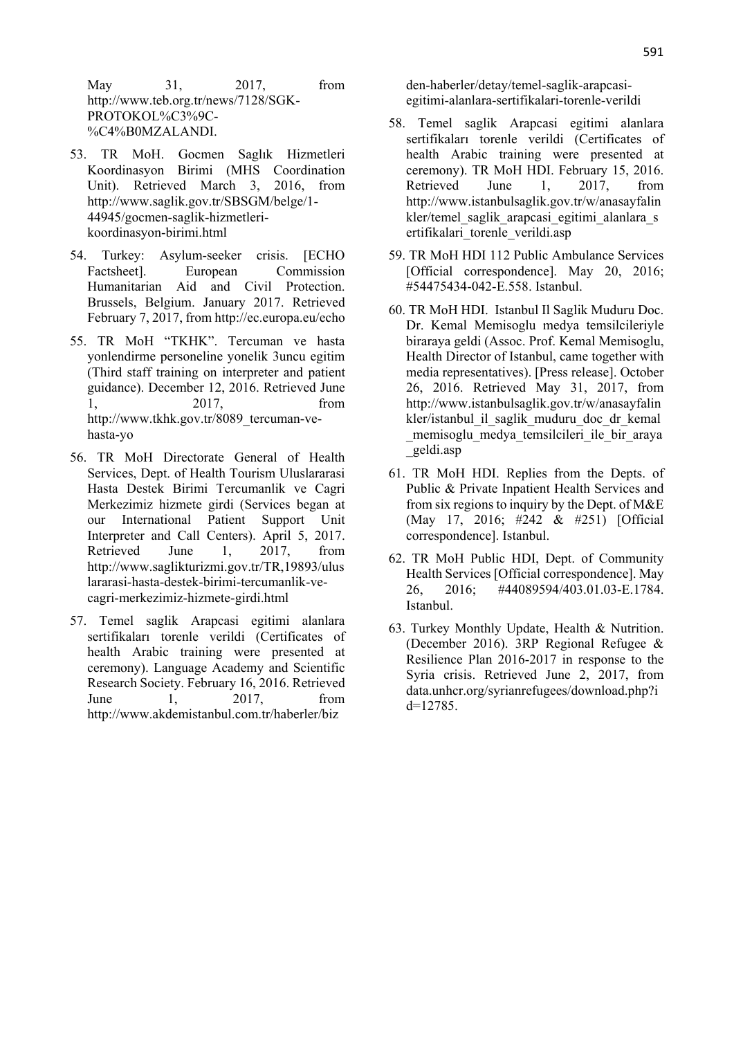May 31, 2017, from http://www.teb.org.tr/news/7128/SGK-PROTOKOL%C3%9C-%C4%B0MZALANDI.

53. TR MoH. Gocmen Saglık Hizmetleri Koordinasyon Birimi (MHS Coordination Unit). Retrieved March 3, 2016, from http://www.saglik.gov.tr/SBSGM/belge/1-44945/gocmen-saglik-hizmetleri-koordinasyon-birimi.html

54. Turkey: Asylum-seeker crisis. [ECHO Factsheet]. European Commission Humanitarian Aid and Civil Protection. Brussels, Belgium. January 2017. Retrieved February 7, 2017, from http://ec.europa.eu/echo

55. TR MoH "TKHK". Tercuman ve hasta yonlendirme personeline yonelik 3uncu egitim (Third staff training on interpreter and patient guidance). December 12, 2016. Retrieved June 1, 2017, from http://www.tkhk.gov.tr/8089_tercuman-ve-hasta-yo

56. TR MoH Directorate General of Health Services, Dept. of Health Tourism Uluslararasi Hasta Destek Birimi Tercumanlik ve Cagri Merkezimiz hizmete girdi (Services began at our International Patient Support Unit Interpreter and Call Centers). April 5, 2017. Retrieved June 1, 2017, from http://www.saglikturizmi.gov.tr/TR,19893/uluslararasi-hasta-destek-birimi-tercumanlik-ve-cagri-merkezimiz-hizmete-girdi.html

57. Temel saglik Arapcasi egitimi alanlara sertifikaları torenle verildi (Certificates of health Arabic training were presented at ceremony). Language Academy and Scientific Research Society. February 16, 2016. Retrieved June 1, 2017, from http://www.akdemistanbul.com.tr/haberler/biz den-haberler/detay/temel-saglik-arapcasi-egitimi-alanlara-sertifikalari-torenle-verildi

58. Temel saglik Arapcasi egitimi alanlara sertifikaları torenle verildi (Certificates of health Arabic training were presented at ceremony). TR MoH HDI. February 15, 2016. Retrieved June 1, 2017, from http://www.istanbulsaglik.gov.tr/w/anasayfalinkler/temel_saglik_arapcasi_egitimi_alanlara_sertifikalari_torenle_verildi.asp

59. TR MoH HDI 112 Public Ambulance Services [Official correspondence]. May 20, 2016; #54475434-042-E.558. Istanbul.

60. TR MoH HDI. Istanbul Il Saglik Muduru Doc. Dr. Kemal Memisoglu medya temsilcileriyle biraraya geldi (Assoc. Prof. Kemal Memisoglu, Health Director of Istanbul, came together with media representatives). [Press release]. October 26, 2016. Retrieved May 31, 2017, from http://www.istanbulsaglik.gov.tr/w/anasayfalinkler/istanbul_il_saglik_muduru_doc_dr_kemal_memisoglu_medya_temsilcileri_ile_bir_araya_geldi.asp

61. TR MoH HDI. Replies from the Depts. of Public & Private Inpatient Health Services and from six regions to inquiry by the Dept. of M&E (May 17, 2016; #242 & #251) [Official correspondence]. Istanbul.

62. TR MoH Public HDI, Dept. of Community Health Services [Official correspondence]. May 26, 2016; #44089594/403.01.03-E.1784. Istanbul.

63. Turkey Monthly Update, Health & Nutrition. (December 2016). 3RP Regional Refugee & Resilience Plan 2016-2017 in response to the Syria crisis. Retrieved June 2, 2017, from data.unhcr.org/syrianrefugees/download.php?id=12785.